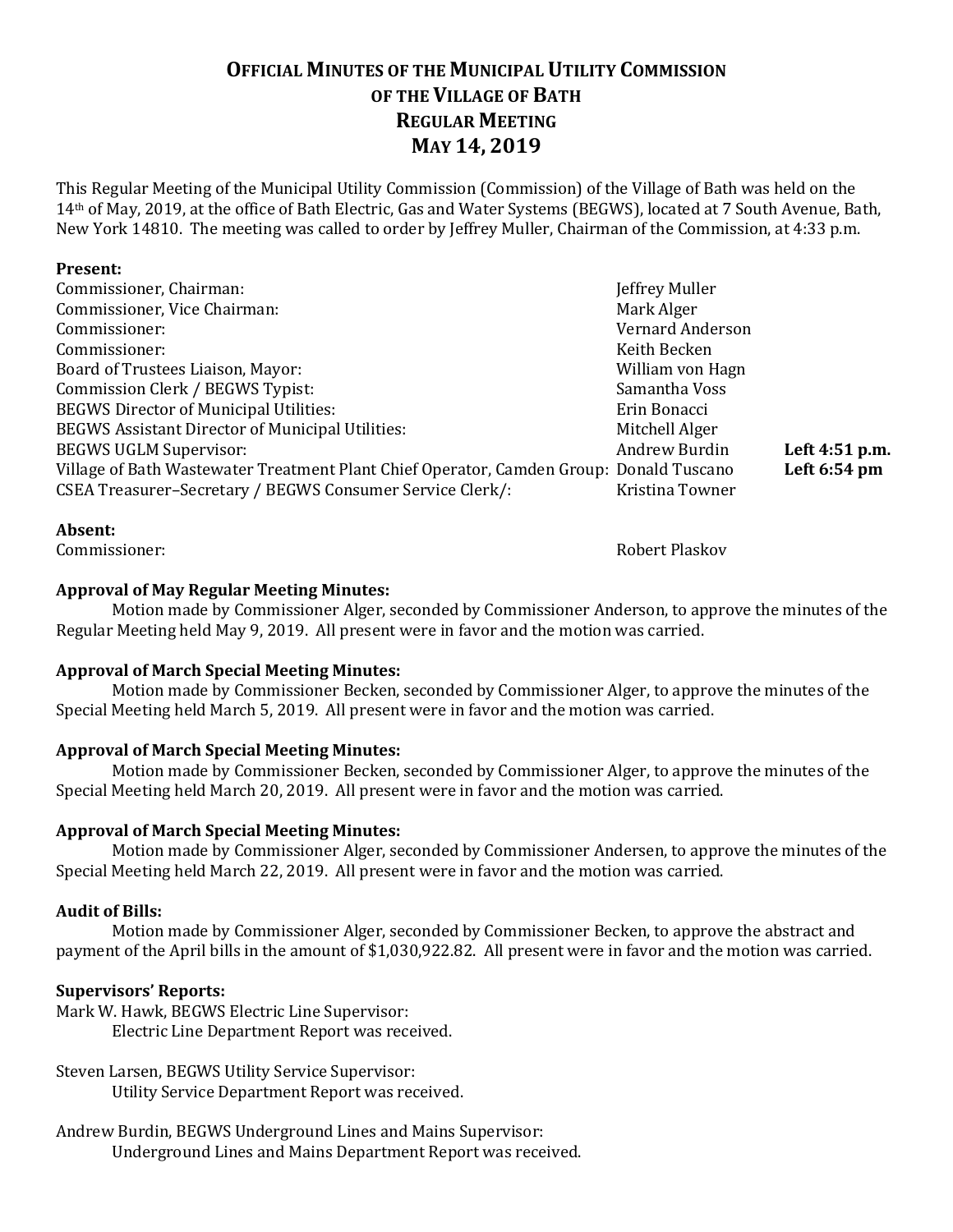# OFFICIAL MINUTES OF THE MUNICIPAL UTILITY COMMISSION OF THE VILLAGE OF BATH REGULAR MEETING MAY 14, 2019

This Regular Meeting of the Municipal Utility Commission (Commission) of the Village of Bath was held on the 14th of May, 2019, at the office of Bath Electric, Gas and Water Systems (BEGWS), located at 7 South Avenue, Bath, New York 14810. The meeting was called to order by Jeffrey Muller, Chairman of the Commission, at 4:33 p.m.

**Present:**

| | | |
|---|---|---|
| Commissioner, Chairman: | Jeffrey Muller | |
| Commissioner, Vice Chairman: | Mark Alger | |
| Commissioner: | Vernard Anderson | |
| Commissioner: | Keith Becken | |
| Board of Trustees Liaison, Mayor: | William von Hagn | |
| Commission Clerk / BEGWS Typist: | Samantha Voss | |
| BEGWS Director of Municipal Utilities: | Erin Bonacci | |
| BEGWS Assistant Director of Municipal Utilities: | Mitchell Alger | |
| BEGWS UGLM Supervisor: | Andrew Burdin | **Left 4:51 p.m.** |
| Village of Bath Wastewater Treatment Plant Chief Operator, Camden Group: | Donald Tuscano | **Left 6:54 pm** |
| CSEA Treasurer–Secretary / BEGWS Consumer Service Clerk/: | Kristina Towner | |

**Absent:**

| | |
|---|---|
| Commissioner: | Robert Plaskov |

**Approval of May Regular Meeting Minutes:**

Motion made by Commissioner Alger, seconded by Commissioner Anderson, to approve the minutes of the Regular Meeting held May 9, 2019. All present were in favor and the motion was carried.

**Approval of March Special Meeting Minutes:**

Motion made by Commissioner Becken, seconded by Commissioner Alger, to approve the minutes of the Special Meeting held March 5, 2019. All present were in favor and the motion was carried.

**Approval of March Special Meeting Minutes:**

Motion made by Commissioner Becken, seconded by Commissioner Alger, to approve the minutes of the Special Meeting held March 20, 2019. All present were in favor and the motion was carried.

**Approval of March Special Meeting Minutes:**

Motion made by Commissioner Alger, seconded by Commissioner Andersen, to approve the minutes of the Special Meeting held March 22, 2019. All present were in favor and the motion was carried.

**Audit of Bills:**

Motion made by Commissioner Alger, seconded by Commissioner Becken, to approve the abstract and payment of the April bills in the amount of $1,030,922.82. All present were in favor and the motion was carried.

**Supervisors' Reports:**

Mark W. Hawk, BEGWS Electric Line Supervisor:
Electric Line Department Report was received.

Steven Larsen, BEGWS Utility Service Supervisor:
Utility Service Department Report was received.

Andrew Burdin, BEGWS Underground Lines and Mains Supervisor:
Underground Lines and Mains Department Report was received.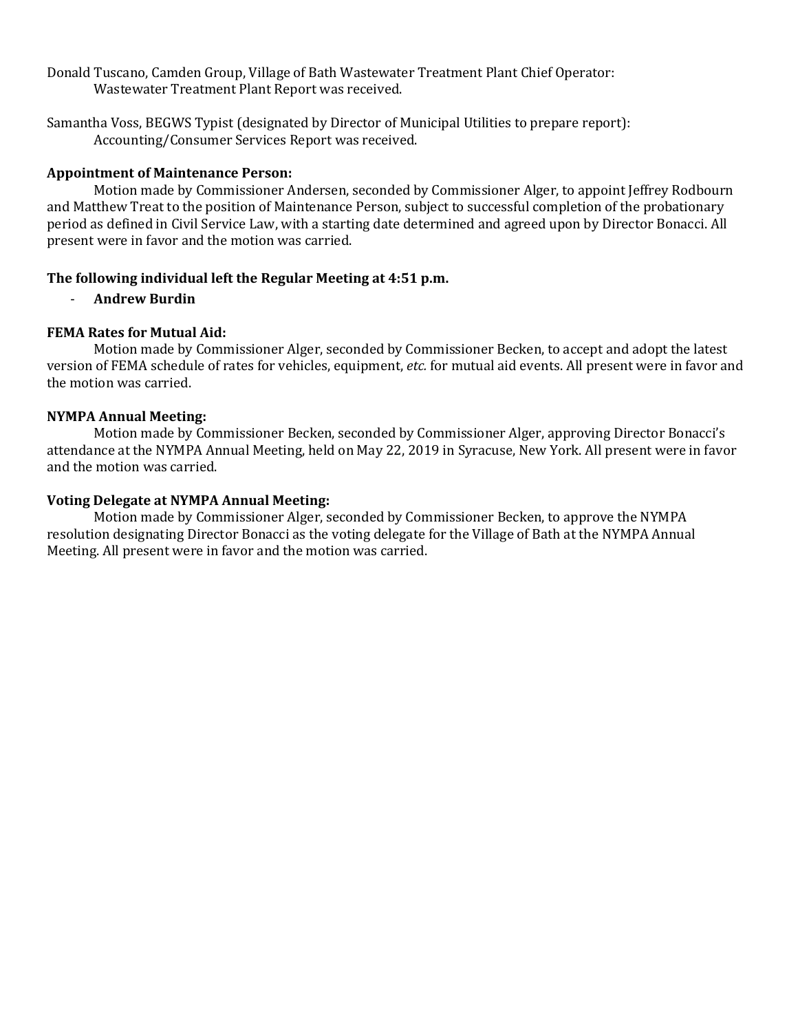Donald Tuscano, Camden Group, Village of Bath Wastewater Treatment Plant Chief Operator:
Wastewater Treatment Plant Report was received.

Samantha Voss, BEGWS Typist (designated by Director of Municipal Utilities to prepare report):
Accounting/Consumer Services Report was received.

**Appointment of Maintenance Person:**

Motion made by Commissioner Andersen, seconded by Commissioner Alger, to appoint Jeffrey Rodbourn and Matthew Treat to the position of Maintenance Person, subject to successful completion of the probationary period as defined in Civil Service Law, with a starting date determined and agreed upon by Director Bonacci. All present were in favor and the motion was carried.

**The following individual left the Regular Meeting at 4:51 p.m.**

- **Andrew Burdin**

**FEMA Rates for Mutual Aid:**

Motion made by Commissioner Alger, seconded by Commissioner Becken, to accept and adopt the latest version of FEMA schedule of rates for vehicles, equipment, *etc.* for mutual aid events. All present were in favor and the motion was carried.

**NYMPA Annual Meeting:**

Motion made by Commissioner Becken, seconded by Commissioner Alger, approving Director Bonacci's attendance at the NYMPA Annual Meeting, held on May 22, 2019 in Syracuse, New York. All present were in favor and the motion was carried.

**Voting Delegate at NYMPA Annual Meeting:**

Motion made by Commissioner Alger, seconded by Commissioner Becken, to approve the NYMPA resolution designating Director Bonacci as the voting delegate for the Village of Bath at the NYMPA Annual Meeting. All present were in favor and the motion was carried.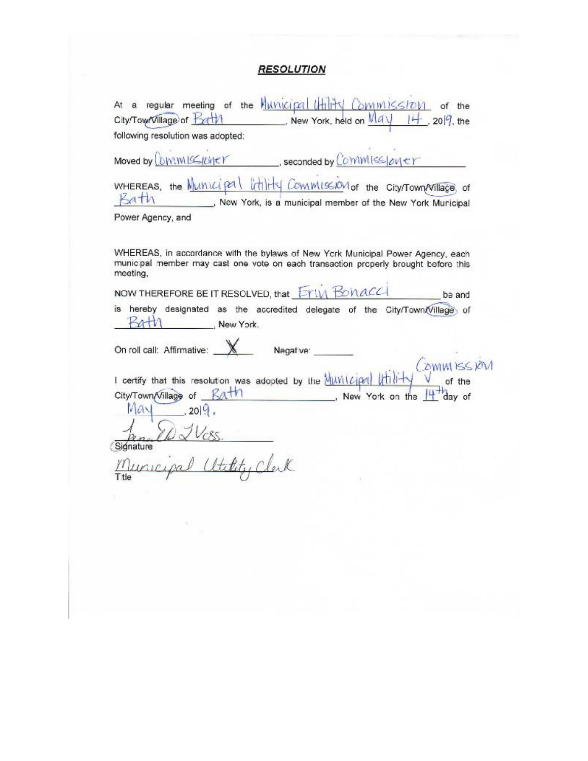# ***RESOLUTION***

At a regular meeting of the Municipal Utility Commission of the City/Town/Village of Bath, New York, held on May 14, 2019, the following resolution was adopted:

Moved by Commissioner, seconded by Commissioner

WHEREAS, the Municipal Utility Commission of the City/Town/Village of Bath, New York, is a municipal member of the New York Municipal Power Agency, and

WHEREAS, in accordance with the bylaws of New York Municipal Power Agency, each municipal member may cast one vote on each transaction properly brought before this meeting,

NOW THEREFORE BE IT RESOLVED, that Erin Bonacci be and is hereby designated as the accredited delegate of the City/Town/Village of Bath, New York.

On roll call: Affirmative: X Negative: \_\_\_\_\_\_\_\_

I certify that this resolution was adopted by the Municipal Utility Commission of the City/Town/Village of Bath, New York on the 14th day of May, 2019.

[Signature]

Signature

Municipal Utility Clerk

Title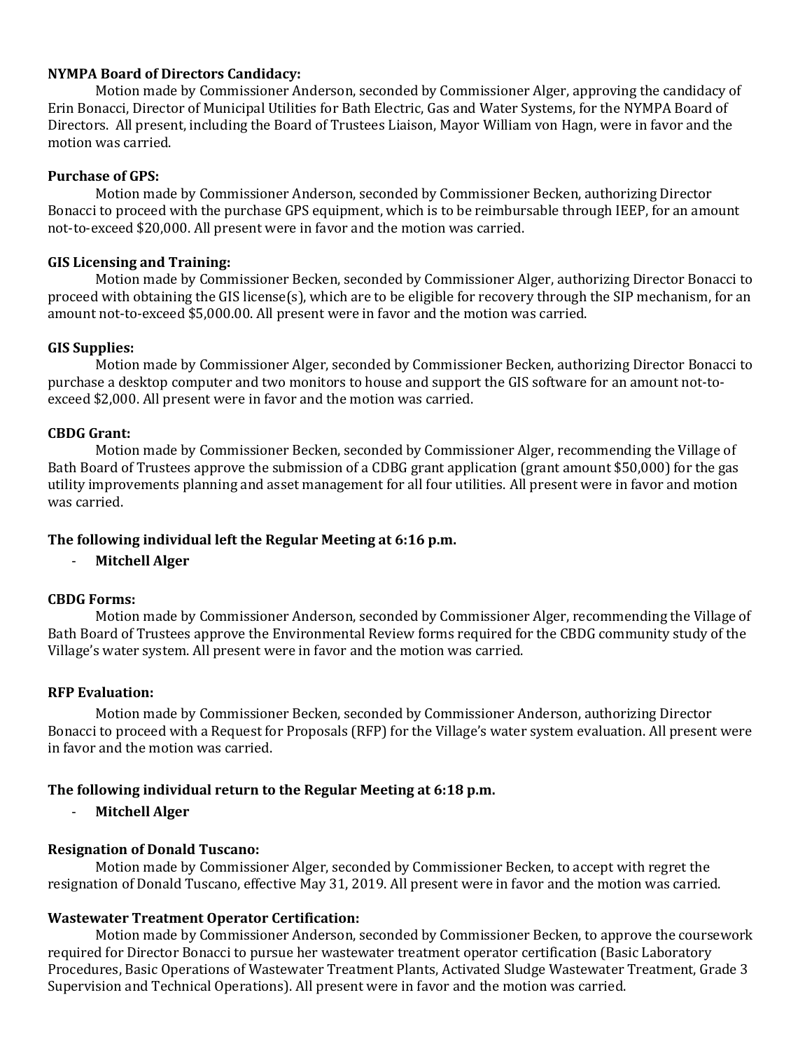**NYMPA Board of Directors Candidacy:**

Motion made by Commissioner Anderson, seconded by Commissioner Alger, approving the candidacy of Erin Bonacci, Director of Municipal Utilities for Bath Electric, Gas and Water Systems, for the NYMPA Board of Directors. All present, including the Board of Trustees Liaison, Mayor William von Hagn, were in favor and the motion was carried.

**Purchase of GPS:**

Motion made by Commissioner Anderson, seconded by Commissioner Becken, authorizing Director Bonacci to proceed with the purchase GPS equipment, which is to be reimbursable through IEEP, for an amount not-to-exceed $20,000. All present were in favor and the motion was carried.

**GIS Licensing and Training:**

Motion made by Commissioner Becken, seconded by Commissioner Alger, authorizing Director Bonacci to proceed with obtaining the GIS license(s), which are to be eligible for recovery through the SIP mechanism, for an amount not-to-exceed $5,000.00. All present were in favor and the motion was carried.

**GIS Supplies:**

Motion made by Commissioner Alger, seconded by Commissioner Becken, authorizing Director Bonacci to purchase a desktop computer and two monitors to house and support the GIS software for an amount not-to-exceed $2,000. All present were in favor and the motion was carried.

**CBDG Grant:**

Motion made by Commissioner Becken, seconded by Commissioner Alger, recommending the Village of Bath Board of Trustees approve the submission of a CDBG grant application (grant amount $50,000) for the gas utility improvements planning and asset management for all four utilities. All present were in favor and motion was carried.

**The following individual left the Regular Meeting at 6:16 p.m.**

- **Mitchell Alger**

**CBDG Forms:**

Motion made by Commissioner Anderson, seconded by Commissioner Alger, recommending the Village of Bath Board of Trustees approve the Environmental Review forms required for the CBDG community study of the Village's water system. All present were in favor and the motion was carried.

**RFP Evaluation:**

Motion made by Commissioner Becken, seconded by Commissioner Anderson, authorizing Director Bonacci to proceed with a Request for Proposals (RFP) for the Village's water system evaluation. All present were in favor and the motion was carried.

**The following individual return to the Regular Meeting at 6:18 p.m.**

- **Mitchell Alger**

**Resignation of Donald Tuscano:**

Motion made by Commissioner Alger, seconded by Commissioner Becken, to accept with regret the resignation of Donald Tuscano, effective May 31, 2019. All present were in favor and the motion was carried.

**Wastewater Treatment Operator Certification:**

Motion made by Commissioner Anderson, seconded by Commissioner Becken, to approve the coursework required for Director Bonacci to pursue her wastewater treatment operator certification (Basic Laboratory Procedures, Basic Operations of Wastewater Treatment Plants, Activated Sludge Wastewater Treatment, Grade 3 Supervision and Technical Operations). All present were in favor and the motion was carried.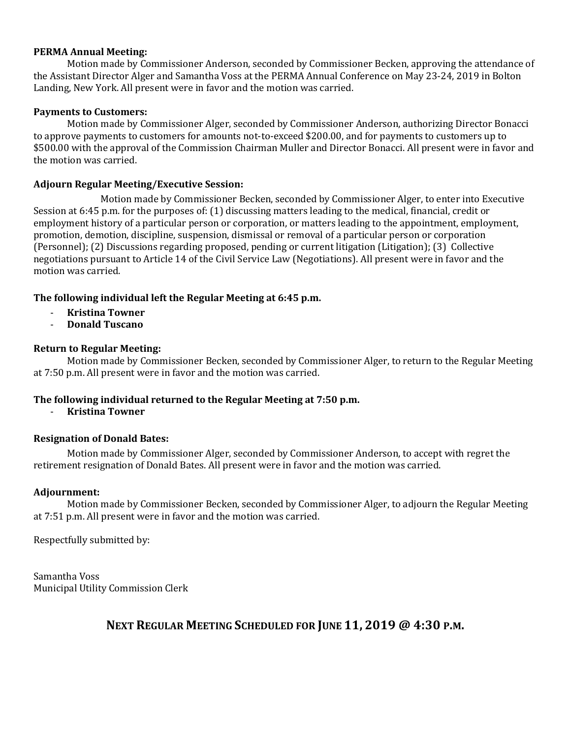**PERMA Annual Meeting:**

Motion made by Commissioner Anderson, seconded by Commissioner Becken, approving the attendance of the Assistant Director Alger and Samantha Voss at the PERMA Annual Conference on May 23-24, 2019 in Bolton Landing, New York. All present were in favor and the motion was carried.

**Payments to Customers:**

Motion made by Commissioner Alger, seconded by Commissioner Anderson, authorizing Director Bonacci to approve payments to customers for amounts not-to-exceed $200.00, and for payments to customers up to $500.00 with the approval of the Commission Chairman Muller and Director Bonacci. All present were in favor and the motion was carried.

**Adjourn Regular Meeting/Executive Session:**

Motion made by Commissioner Becken, seconded by Commissioner Alger, to enter into Executive Session at 6:45 p.m. for the purposes of: (1) discussing matters leading to the medical, financial, credit or employment history of a particular person or corporation, or matters leading to the appointment, employment, promotion, demotion, discipline, suspension, dismissal or removal of a particular person or corporation (Personnel); (2) Discussions regarding proposed, pending or current litigation (Litigation); (3) Collective negotiations pursuant to Article 14 of the Civil Service Law (Negotiations). All present were in favor and the motion was carried.

**The following individual left the Regular Meeting at 6:45 p.m.**

- **Kristina Towner**
- **Donald Tuscano**

**Return to Regular Meeting:**

Motion made by Commissioner Becken, seconded by Commissioner Alger, to return to the Regular Meeting at 7:50 p.m. All present were in favor and the motion was carried.

**The following individual returned to the Regular Meeting at 7:50 p.m.**

- **Kristina Towner**

**Resignation of Donald Bates:**

Motion made by Commissioner Alger, seconded by Commissioner Anderson, to accept with regret the retirement resignation of Donald Bates. All present were in favor and the motion was carried.

**Adjournment:**

Motion made by Commissioner Becken, seconded by Commissioner Alger, to adjourn the Regular Meeting at 7:51 p.m. All present were in favor and the motion was carried.

Respectfully submitted by:

Samantha Voss
Municipal Utility Commission Clerk

## NEXT REGULAR MEETING SCHEDULED FOR JUNE 11, 2019 @ 4:30 P.M.